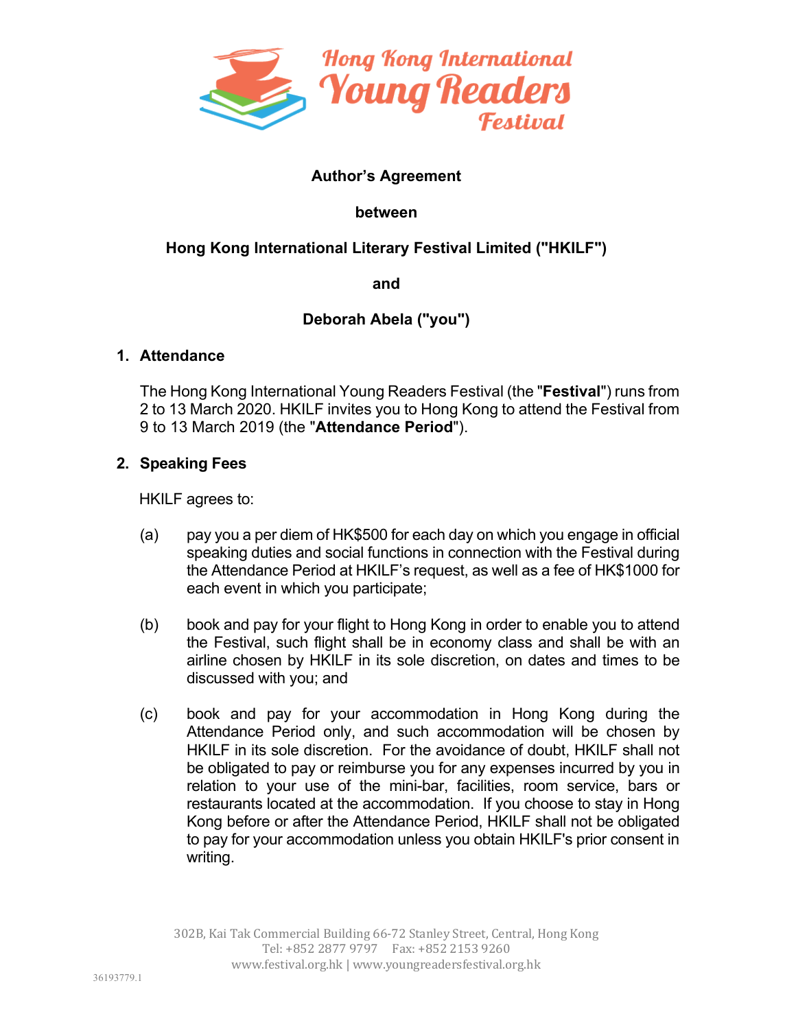Hong Kong International Young Readers Festival

**Author's Agreement**

**between**

**Hong Kong International Literary Festival Limited ("HKILF")**

**and**

**Deborah Abela ("you")**

## 1. Attendance

The Hong Kong International Young Readers Festival (the "**Festival**") runs from 2 to 13 March 2020. HKILF invites you to Hong Kong to attend the Festival from 9 to 13 March 2019 (the "**Attendance Period**").

## 2. Speaking Fees

HKILF agrees to:

(a) pay you a per diem of HK$500 for each day on which you engage in official speaking duties and social functions in connection with the Festival during the Attendance Period at HKILF's request, as well as a fee of HK$1000 for each event in which you participate;

(b) book and pay for your flight to Hong Kong in order to enable you to attend the Festival, such flight shall be in economy class and shall be with an airline chosen by HKILF in its sole discretion, on dates and times to be discussed with you; and

(c) book and pay for your accommodation in Hong Kong during the Attendance Period only, and such accommodation will be chosen by HKILF in its sole discretion. For the avoidance of doubt, HKILF shall not be obligated to pay or reimburse you for any expenses incurred by you in relation to your use of the mini-bar, facilities, room service, bars or restaurants located at the accommodation. If you choose to stay in Hong Kong before or after the Attendance Period, HKILF shall not be obligated to pay for your accommodation unless you obtain HKILF's prior consent in writing.

302B, Kai Tak Commercial Building 66-72 Stanley Street, Central, Hong Kong
Tel: +852 2877 9797 Fax: +852 2153 9260
www.festival.org.hk | www.youngreadersfestival.org.hk

36193779.1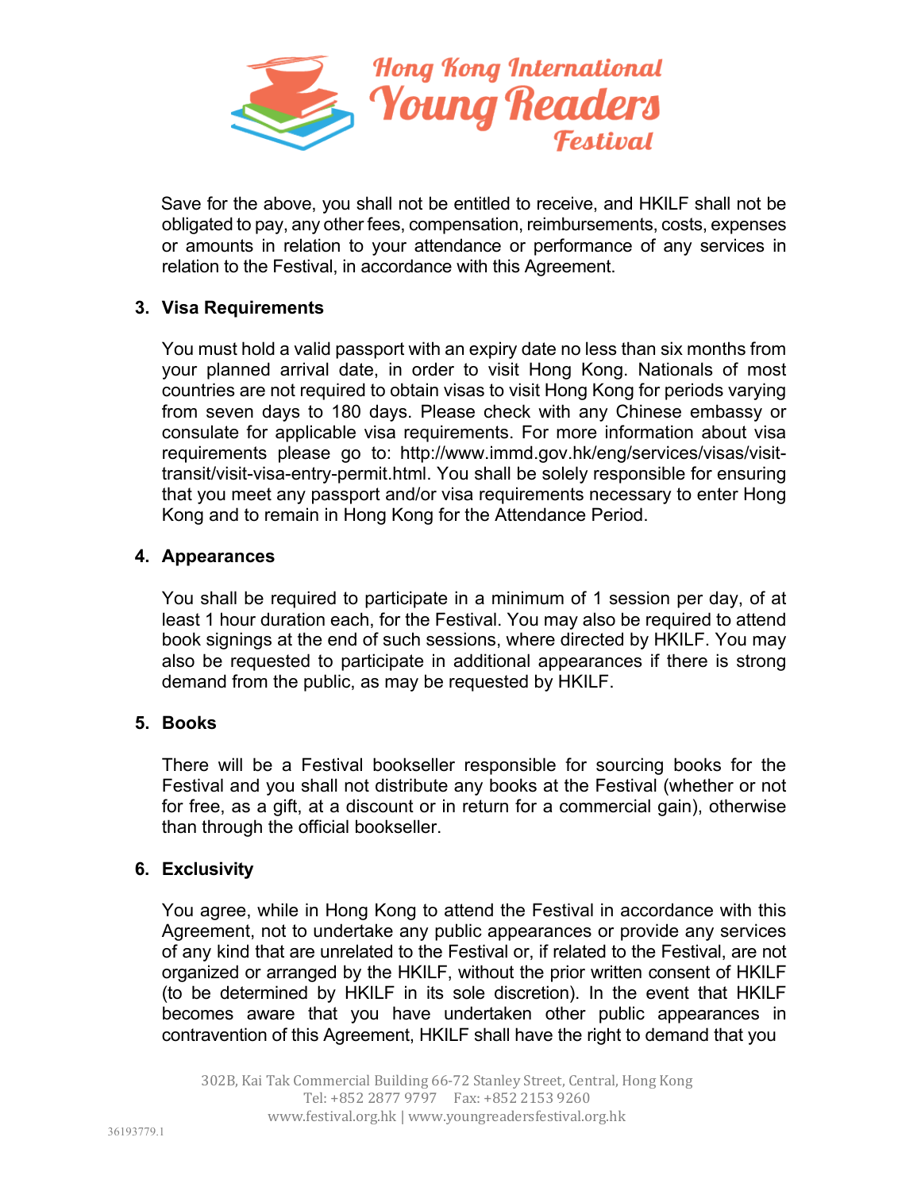Save for the above, you shall not be entitled to receive, and HKILF shall not be obligated to pay, any other fees, compensation, reimbursements, costs, expenses or amounts in relation to your attendance or performance of any services in relation to the Festival, in accordance with this Agreement.

## 3. Visa Requirements

You must hold a valid passport with an expiry date no less than six months from your planned arrival date, in order to visit Hong Kong. Nationals of most countries are not required to obtain visas to visit Hong Kong for periods varying from seven days to 180 days. Please check with any Chinese embassy or consulate for applicable visa requirements. For more information about visa requirements please go to: http://www.immd.gov.hk/eng/services/visas/visit-transit/visit-visa-entry-permit.html. You shall be solely responsible for ensuring that you meet any passport and/or visa requirements necessary to enter Hong Kong and to remain in Hong Kong for the Attendance Period.

## 4. Appearances

You shall be required to participate in a minimum of 1 session per day, of at least 1 hour duration each, for the Festival. You may also be required to attend book signings at the end of such sessions, where directed by HKILF. You may also be requested to participate in additional appearances if there is strong demand from the public, as may be requested by HKILF.

## 5. Books

There will be a Festival bookseller responsible for sourcing books for the Festival and you shall not distribute any books at the Festival (whether or not for free, as a gift, at a discount or in return for a commercial gain), otherwise than through the official bookseller.

## 6. Exclusivity

You agree, while in Hong Kong to attend the Festival in accordance with this Agreement, not to undertake any public appearances or provide any services of any kind that are unrelated to the Festival or, if related to the Festival, are not organized or arranged by the HKILF, without the prior written consent of HKILF (to be determined by HKILF in its sole discretion). In the event that HKILF becomes aware that you have undertaken other public appearances in contravention of this Agreement, HKILF shall have the right to demand that you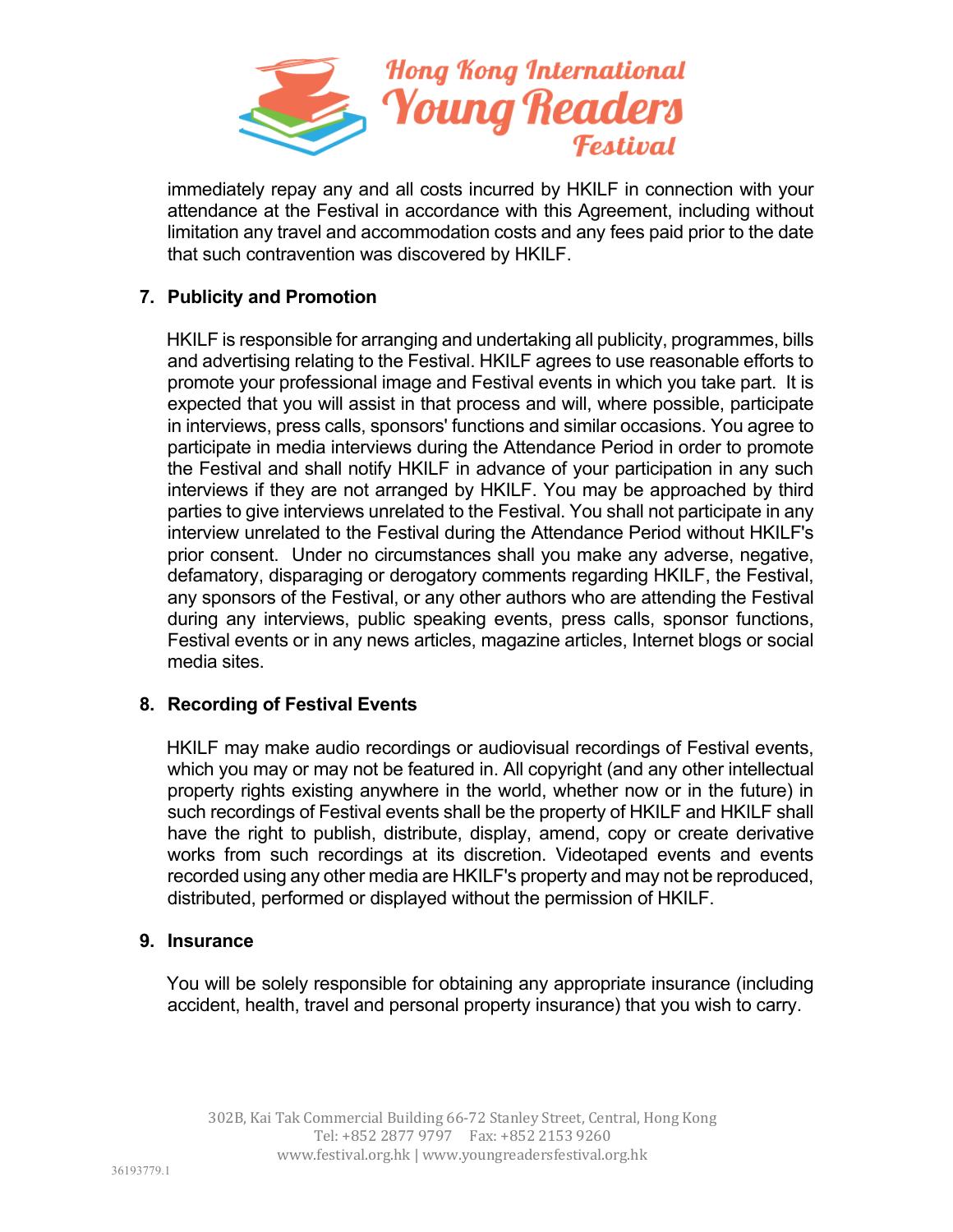immediately repay any and all costs incurred by HKILF in connection with your attendance at the Festival in accordance with this Agreement, including without limitation any travel and accommodation costs and any fees paid prior to the date that such contravention was discovered by HKILF.

## 7. Publicity and Promotion

HKILF is responsible for arranging and undertaking all publicity, programmes, bills and advertising relating to the Festival. HKILF agrees to use reasonable efforts to promote your professional image and Festival events in which you take part. It is expected that you will assist in that process and will, where possible, participate in interviews, press calls, sponsors' functions and similar occasions. You agree to participate in media interviews during the Attendance Period in order to promote the Festival and shall notify HKILF in advance of your participation in any such interviews if they are not arranged by HKILF. You may be approached by third parties to give interviews unrelated to the Festival. You shall not participate in any interview unrelated to the Festival during the Attendance Period without HKILF's prior consent. Under no circumstances shall you make any adverse, negative, defamatory, disparaging or derogatory comments regarding HKILF, the Festival, any sponsors of the Festival, or any other authors who are attending the Festival during any interviews, public speaking events, press calls, sponsor functions, Festival events or in any news articles, magazine articles, Internet blogs or social media sites.

## 8. Recording of Festival Events

HKILF may make audio recordings or audiovisual recordings of Festival events, which you may or may not be featured in. All copyright (and any other intellectual property rights existing anywhere in the world, whether now or in the future) in such recordings of Festival events shall be the property of HKILF and HKILF shall have the right to publish, distribute, display, amend, copy or create derivative works from such recordings at its discretion. Videotaped events and events recorded using any other media are HKILF's property and may not be reproduced, distributed, performed or displayed without the permission of HKILF.

## 9. Insurance

You will be solely responsible for obtaining any appropriate insurance (including accident, health, travel and personal property insurance) that you wish to carry.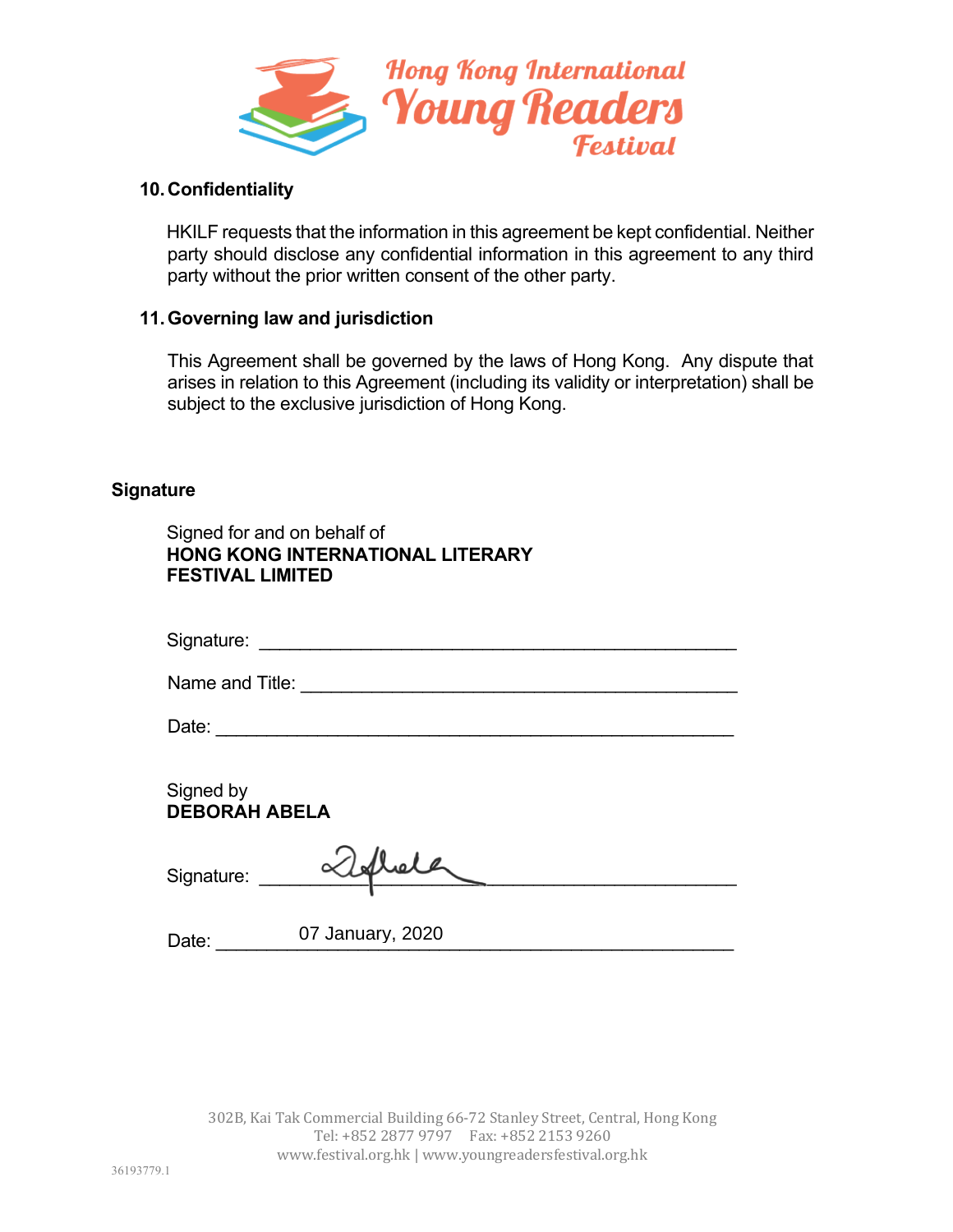## 10. Confidentiality

HKILF requests that the information in this agreement be kept confidential. Neither party should disclose any confidential information in this agreement to any third party without the prior written consent of the other party.

## 11. Governing law and jurisdiction

This Agreement shall be governed by the laws of Hong Kong. Any dispute that arises in relation to this Agreement (including its validity or interpretation) shall be subject to the exclusive jurisdiction of Hong Kong.

### Signature

Signed for and on behalf of
**HONG KONG INTERNATIONAL LITERARY FESTIVAL LIMITED**

Signature: ____________________________________________

Name and Title: ________________________________________

Date: ________________________________________________

Signed by
**DEBORAH ABELA**

Signature: ____________________________________________

Date: 07 January, 2020